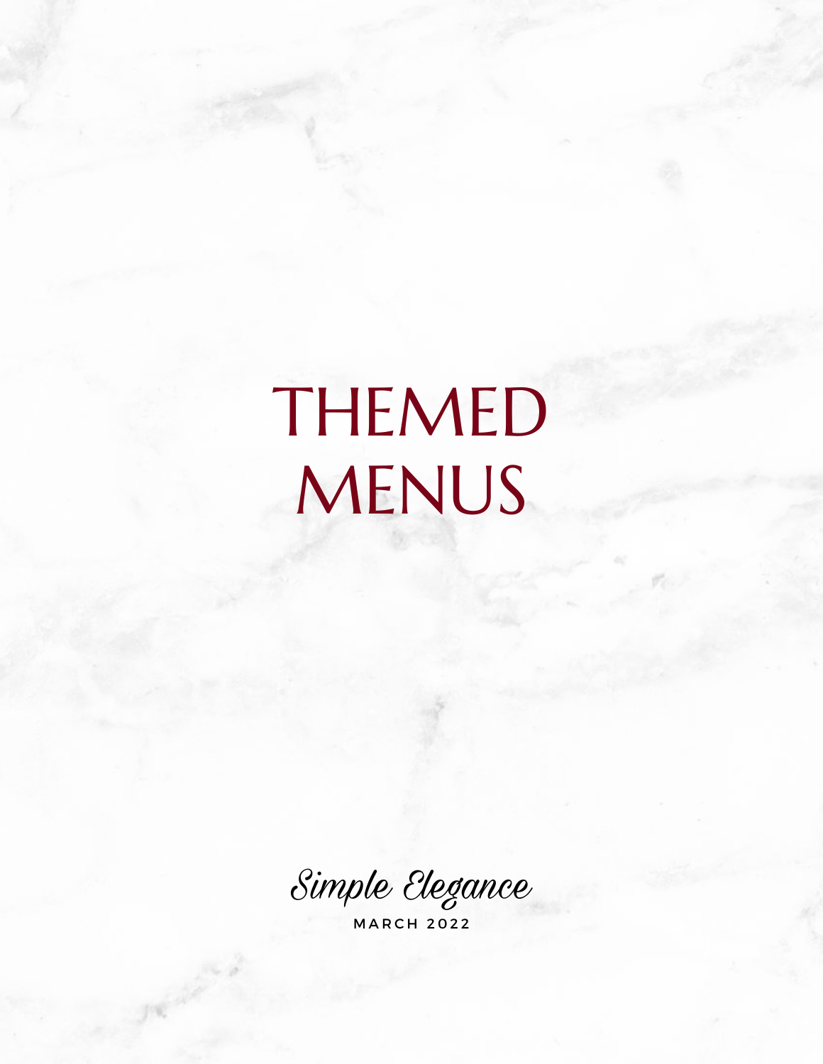# THEMED MENUS

*Simple Elegance*

MARCH 2022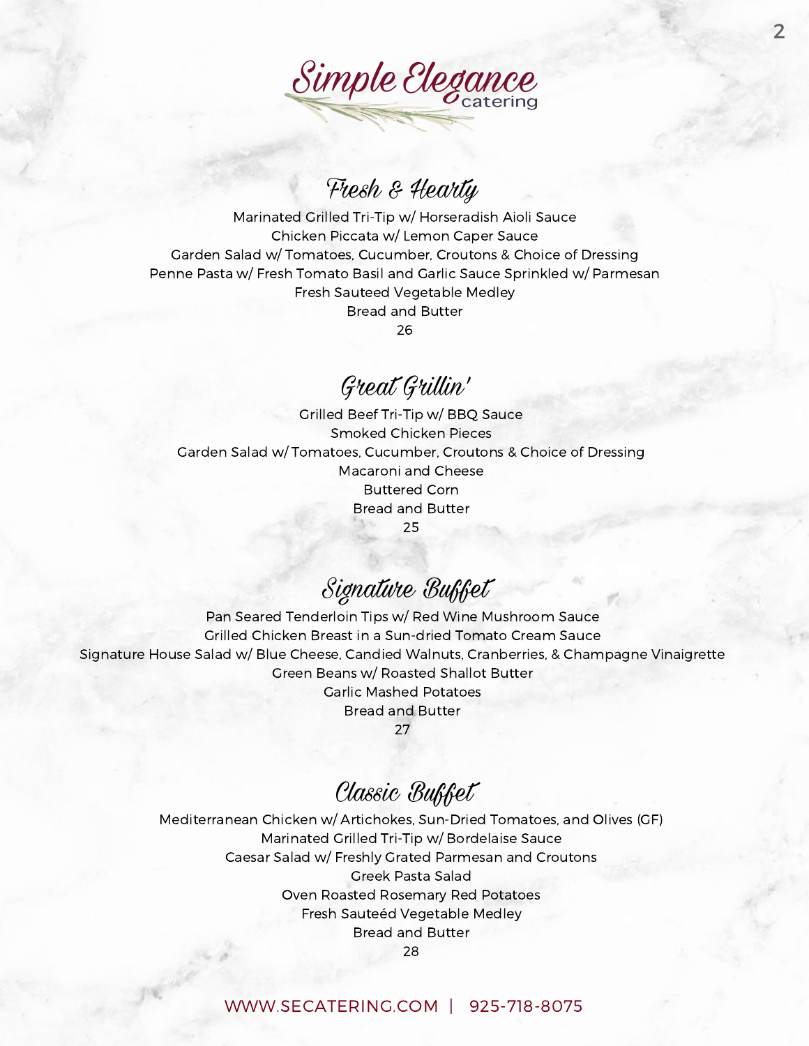# Simple Elegance catering

## Fresh & Hearty

Marinated Grilled Tri-Tip w/ Horseradish Aioli Sauce
Chicken Piccata w/ Lemon Caper Sauce
Garden Salad w/ Tomatoes, Cucumber, Croutons & Choice of Dressing
Penne Pasta w/ Fresh Tomato Basil and Garlic Sauce Sprinkled w/ Parmesan
Fresh Sauteed Vegetable Medley
Bread and Butter
26

## Great Grillin'

Grilled Beef Tri-Tip w/ BBQ Sauce
Smoked Chicken Pieces
Garden Salad w/ Tomatoes, Cucumber, Croutons & Choice of Dressing
Macaroni and Cheese
Buttered Corn
Bread and Butter
25

## Signature Buffet

Pan Seared Tenderloin Tips w/ Red Wine Mushroom Sauce
Grilled Chicken Breast in a Sun-dried Tomato Cream Sauce
Signature House Salad w/ Blue Cheese, Candied Walnuts, Cranberries, & Champagne Vinaigrette
Green Beans w/ Roasted Shallot Butter
Garlic Mashed Potatoes
Bread and Butter
27

## Classic Buffet

Mediterranean Chicken w/ Artichokes, Sun-Dried Tomatoes, and Olives (GF)
Marinated Grilled Tri-Tip w/ Bordelaise Sauce
Caesar Salad w/ Freshly Grated Parmesan and Croutons
Greek Pasta Salad
Oven Roasted Rosemary Red Potatoes
Fresh Sauteéd Vegetable Medley
Bread and Butter
28

WWW.SECATERING.COM | 925-718-8075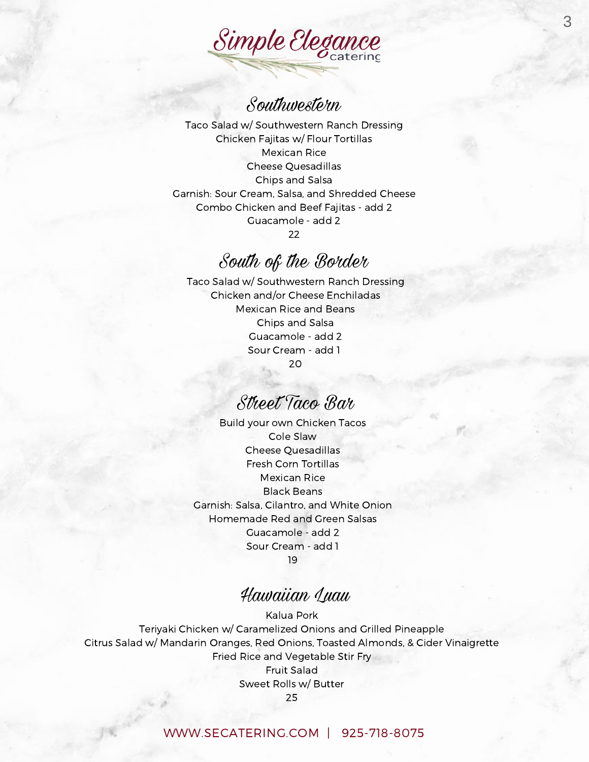# Simple Elegance catering

## Southwestern

Taco Salad w/ Southwestern Ranch Dressing
Chicken Fajitas w/ Flour Tortillas
Mexican Rice
Cheese Quesadillas
Chips and Salsa
Garnish: Sour Cream, Salsa, and Shredded Cheese
Combo Chicken and Beef Fajitas - add 2
Guacamole - add 2
22

## South of the Border

Taco Salad w/ Southwestern Ranch Dressing
Chicken and/or Cheese Enchiladas
Mexican Rice and Beans
Chips and Salsa
Guacamole - add 2
Sour Cream - add 1
20

## Street Taco Bar

Build your own Chicken Tacos
Cole Slaw
Cheese Quesadillas
Fresh Corn Tortillas
Mexican Rice
Black Beans
Garnish: Salsa, Cilantro, and White Onion
Homemade Red and Green Salsas
Guacamole - add 2
Sour Cream - add 1
19

## Hawaiian Luau

Kalua Pork
Teriyaki Chicken w/ Caramelized Onions and Grilled Pineapple
Citrus Salad w/ Mandarin Oranges, Red Onions, Toasted Almonds, & Cider Vinaigrette
Fried Rice and Vegetable Stir Fry
Fruit Salad
Sweet Rolls w/ Butter
25

WWW.SECATERING.COM | 925-718-8075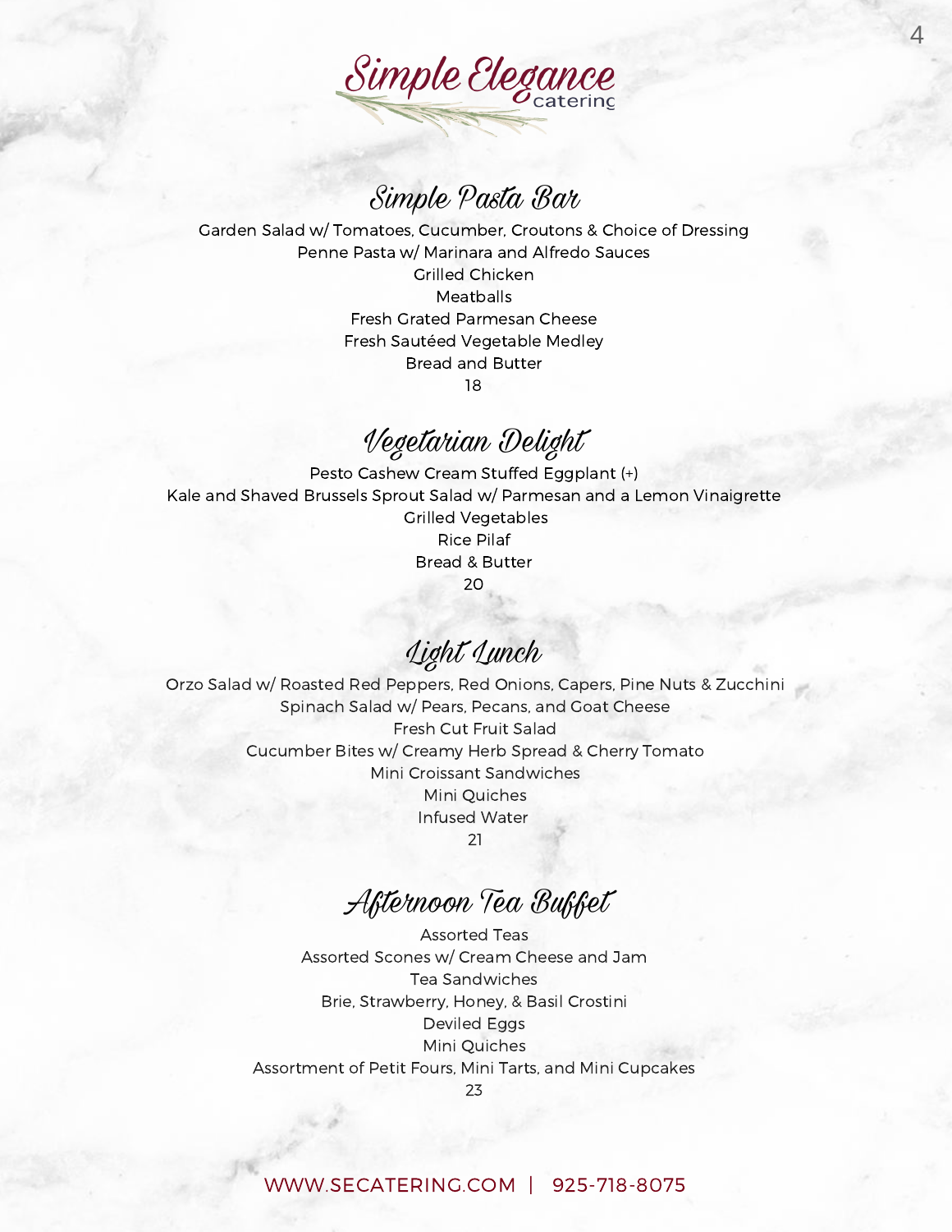# Simple Elegance catering

## Simple Pasta Bar

Garden Salad w/ Tomatoes, Cucumber, Croutons & Choice of Dressing
Penne Pasta w/ Marinara and Alfredo Sauces
Grilled Chicken
Meatballs
Fresh Grated Parmesan Cheese
Fresh Sautéed Vegetable Medley
Bread and Butter
18

## Vegetarian Delight

Pesto Cashew Cream Stuffed Eggplant (+)
Kale and Shaved Brussels Sprout Salad w/ Parmesan and a Lemon Vinaigrette
Grilled Vegetables
Rice Pilaf
Bread & Butter
20

## Light Lunch

Orzo Salad w/ Roasted Red Peppers, Red Onions, Capers, Pine Nuts & Zucchini
Spinach Salad w/ Pears, Pecans, and Goat Cheese
Fresh Cut Fruit Salad
Cucumber Bites w/ Creamy Herb Spread & Cherry Tomato
Mini Croissant Sandwiches
Mini Quiches
Infused Water
21

## Afternoon Tea Buffet

Assorted Teas
Assorted Scones w/ Cream Cheese and Jam
Tea Sandwiches
Brie, Strawberry, Honey, & Basil Crostini
Deviled Eggs
Mini Quiches
Assortment of Petit Fours, Mini Tarts, and Mini Cupcakes
23

WWW.SECATERING.COM | 925-718-8075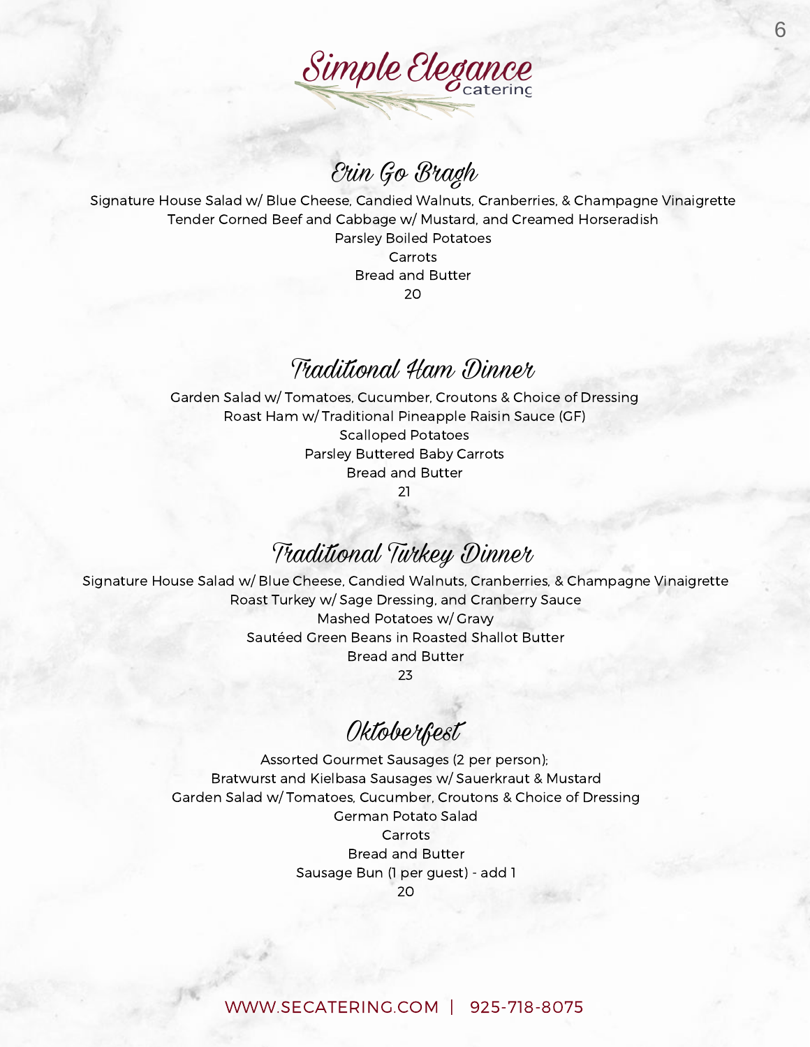# Simple Elegance catering

## Erin Go Bragh

Signature House Salad w/ Blue Cheese, Candied Walnuts, Cranberries, & Champagne Vinaigrette
Tender Corned Beef and Cabbage w/ Mustard, and Creamed Horseradish
Parsley Boiled Potatoes
Carrots
Bread and Butter
20

## Traditional Ham Dinner

Garden Salad w/ Tomatoes, Cucumber, Croutons & Choice of Dressing
Roast Ham w/ Traditional Pineapple Raisin Sauce (GF)
Scalloped Potatoes
Parsley Buttered Baby Carrots
Bread and Butter
21

## Traditional Turkey Dinner

Signature House Salad w/ Blue Cheese, Candied Walnuts, Cranberries, & Champagne Vinaigrette
Roast Turkey w/ Sage Dressing, and Cranberry Sauce
Mashed Potatoes w/ Gravy
Sautéed Green Beans in Roasted Shallot Butter
Bread and Butter
23

## Oktoberfest

Assorted Gourmet Sausages (2 per person);
Bratwurst and Kielbasa Sausages w/ Sauerkraut & Mustard
Garden Salad w/ Tomatoes, Cucumber, Croutons & Choice of Dressing
German Potato Salad
Carrots
Bread and Butter
Sausage Bun (1 per guest) - add 1
20

WWW.SECATERING.COM | 925-718-8075